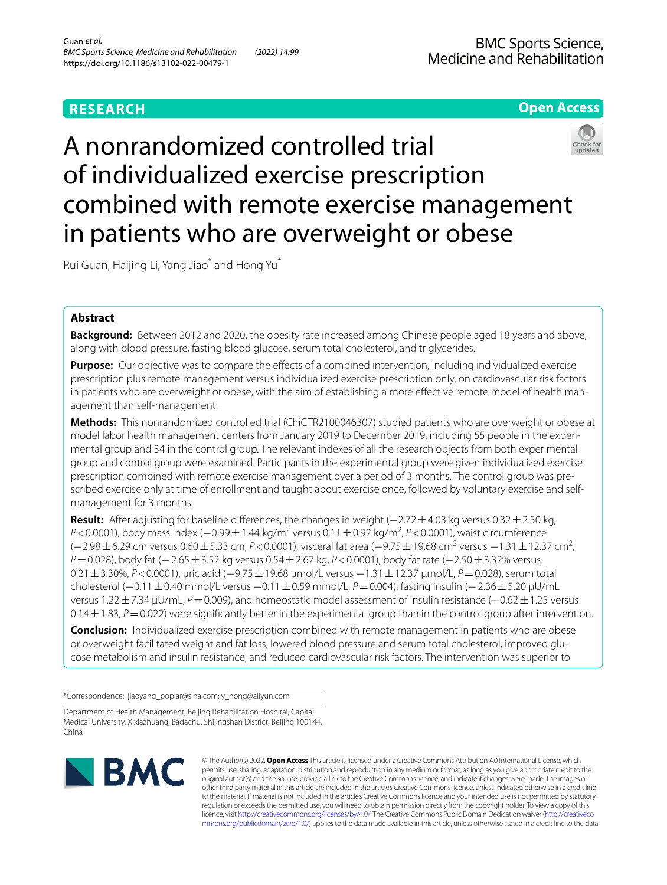RESEARCH

Open Access

# A nonrandomized controlled trial of individualized exercise prescription combined with remote exercise management in patients who are overweight or obese

Rui Guan, Haijing Li, Yang Jiao* and Hong Yu*

## Abstract

**Background:** Between 2012 and 2020, the obesity rate increased among Chinese people aged 18 years and above, along with blood pressure, fasting blood glucose, serum total cholesterol, and triglycerides.

**Purpose:** Our objective was to compare the effects of a combined intervention, including individualized exercise prescription plus remote management versus individualized exercise prescription only, on cardiovascular risk factors in patients who are overweight or obese, with the aim of establishing a more effective remote model of health management than self-management.

**Methods:** This nonrandomized controlled trial (ChiCTR2100046307) studied patients who are overweight or obese at model labor health management centers from January 2019 to December 2019, including 55 people in the experimental group and 34 in the control group. The relevant indexes of all the research objects from both experimental group and control group were examined. Participants in the experimental group were given individualized exercise prescription combined with remote exercise management over a period of 3 months. The control group was prescribed exercise only at time of enrollment and taught about exercise once, followed by voluntary exercise and self-management for 3 months.

**Result:** After adjusting for baseline differences, the changes in weight (−2.72 ± 4.03 kg versus 0.32 ± 2.50 kg, $P < 0.0001$), body mass index (−0.99 ± 1.44 kg/m$^2$ versus 0.11 ± 0.92 kg/m$^2$, $P < 0.0001$), waist circumference (−2.98 ± 6.29 cm versus 0.60 ± 5.33 cm, $P < 0.0001$), visceral fat area (−9.75 ± 19.68 cm$^2$ versus −1.31 ± 12.37 cm$^2$, $P = 0.028$), body fat (−2.65 ± 3.52 kg versus 0.54 ± 2.67 kg, $P < 0.0001$), body fat rate (−2.50 ± 3.32% versus 0.21 ± 3.30%, $P < 0.0001$), uric acid (−9.75 ± 19.68 μmol/L versus −1.31 ± 12.37 μmol/L, $P = 0.028$), serum total cholesterol (−0.11 ± 0.40 mmol/L versus −0.11 ± 0.59 mmol/L, $P = 0.004$), fasting insulin (−2.36 ± 5.20 μU/mL versus 1.22 ± 7.34 μU/mL, $P = 0.009$), and homeostatic model assessment of insulin resistance (−0.62 ± 1.25 versus 0.14 ± 1.83, $P = 0.022$) were significantly better in the experimental group than in the control group after intervention.

**Conclusion:** Individualized exercise prescription combined with remote management in patients who are obese or overweight facilitated weight and fat loss, lowered blood pressure and serum total cholesterol, improved glucose metabolism and insulin resistance, and reduced cardiovascular risk factors. The intervention was superior to

*Correspondence: jiaoyang_poplar@sina.com; y_hong@aliyun.com

Department of Health Management, Beijing Rehabilitation Hospital, Capital Medical University, Xixiazhuang, Badachu, Shijingshan District, Beijing 100144, China

© The Author(s) 2022. **Open Access** This article is licensed under a Creative Commons Attribution 4.0 International License, which permits use, sharing, adaptation, distribution and reproduction in any medium or format, as long as you give appropriate credit to the original author(s) and the source, provide a link to the Creative Commons licence, and indicate if changes were made. The images or other third party material in this article are included in the article's Creative Commons licence, unless indicated otherwise in a credit line to the material. If material is not included in the article's Creative Commons licence and your intended use is not permitted by statutory regulation or exceeds the permitted use, you will need to obtain permission directly from the copyright holder. To view a copy of this licence, visit http://creativecommons.org/licenses/by/4.0/. The Creative Commons Public Domain Dedication waiver (http://creativecommons.org/publicdomain/zero/1.0/) applies to the data made available in this article, unless otherwise stated in a credit line to the data.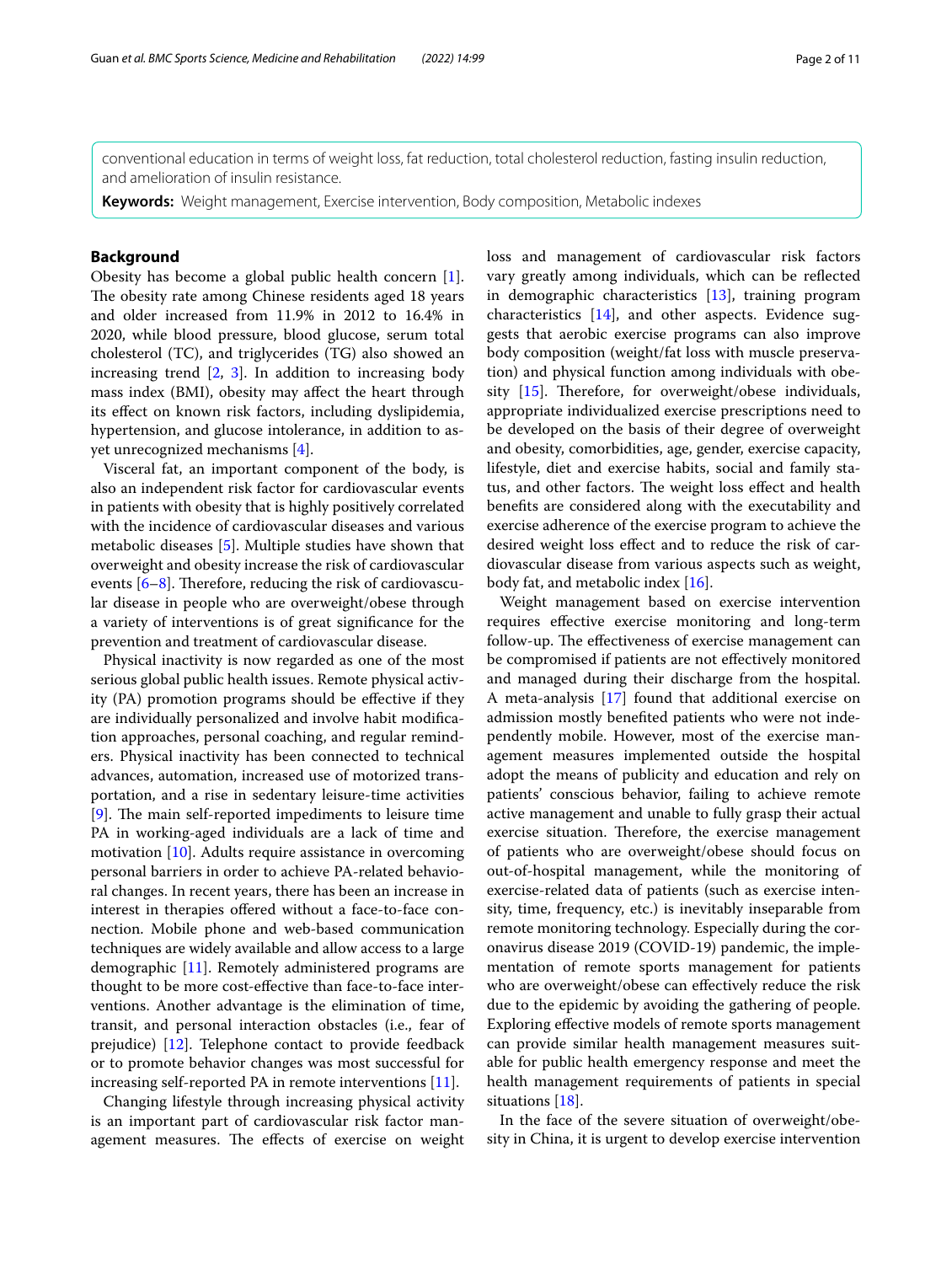conventional education in terms of weight loss, fat reduction, total cholesterol reduction, fasting insulin reduction, and amelioration of insulin resistance.

**Keywords:** Weight management, Exercise intervention, Body composition, Metabolic indexes

## Background

Obesity has become a global public health concern [1]. The obesity rate among Chinese residents aged 18 years and older increased from 11.9% in 2012 to 16.4% in 2020, while blood pressure, blood glucose, serum total cholesterol (TC), and triglycerides (TG) also showed an increasing trend [2, 3]. In addition to increasing body mass index (BMI), obesity may affect the heart through its effect on known risk factors, including dyslipidemia, hypertension, and glucose intolerance, in addition to as-yet unrecognized mechanisms [4].

Visceral fat, an important component of the body, is also an independent risk factor for cardiovascular events in patients with obesity that is highly positively correlated with the incidence of cardiovascular diseases and various metabolic diseases [5]. Multiple studies have shown that overweight and obesity increase the risk of cardiovascular events [6–8]. Therefore, reducing the risk of cardiovascular disease in people who are overweight/obese through a variety of interventions is of great significance for the prevention and treatment of cardiovascular disease.

Physical inactivity is now regarded as one of the most serious global public health issues. Remote physical activity (PA) promotion programs should be effective if they are individually personalized and involve habit modification approaches, personal coaching, and regular reminders. Physical inactivity has been connected to technical advances, automation, increased use of motorized transportation, and a rise in sedentary leisure-time activities [9]. The main self-reported impediments to leisure time PA in working-aged individuals are a lack of time and motivation [10]. Adults require assistance in overcoming personal barriers in order to achieve PA-related behavioral changes. In recent years, there has been an increase in interest in therapies offered without a face-to-face connection. Mobile phone and web-based communication techniques are widely available and allow access to a large demographic [11]. Remotely administered programs are thought to be more cost-effective than face-to-face interventions. Another advantage is the elimination of time, transit, and personal interaction obstacles (i.e., fear of prejudice) [12]. Telephone contact to provide feedback or to promote behavior changes was most successful for increasing self-reported PA in remote interventions [11].

Changing lifestyle through increasing physical activity is an important part of cardiovascular risk factor management measures. The effects of exercise on weight loss and management of cardiovascular risk factors vary greatly among individuals, which can be reflected in demographic characteristics [13], training program characteristics [14], and other aspects. Evidence suggests that aerobic exercise programs can also improve body composition (weight/fat loss with muscle preservation) and physical function among individuals with obesity [15]. Therefore, for overweight/obese individuals, appropriate individualized exercise prescriptions need to be developed on the basis of their degree of overweight and obesity, comorbidities, age, gender, exercise capacity, lifestyle, diet and exercise habits, social and family status, and other factors. The weight loss effect and health benefits are considered along with the executability and exercise adherence of the exercise program to achieve the desired weight loss effect and to reduce the risk of cardiovascular disease from various aspects such as weight, body fat, and metabolic index [16].

Weight management based on exercise intervention requires effective exercise monitoring and long-term follow-up. The effectiveness of exercise management can be compromised if patients are not effectively monitored and managed during their discharge from the hospital. A meta-analysis [17] found that additional exercise on admission mostly benefited patients who were not independently mobile. However, most of the exercise management measures implemented outside the hospital adopt the means of publicity and education and rely on patients' conscious behavior, failing to achieve remote active management and unable to fully grasp their actual exercise situation. Therefore, the exercise management of patients who are overweight/obese should focus on out-of-hospital management, while the monitoring of exercise-related data of patients (such as exercise intensity, time, frequency, etc.) is inevitably inseparable from remote monitoring technology. Especially during the coronavirus disease 2019 (COVID-19) pandemic, the implementation of remote sports management for patients who are overweight/obese can effectively reduce the risk due to the epidemic by avoiding the gathering of people. Exploring effective models of remote sports management can provide similar health management measures suitable for public health emergency response and meet the health management requirements of patients in special situations [18].

In the face of the severe situation of overweight/obesity in China, it is urgent to develop exercise intervention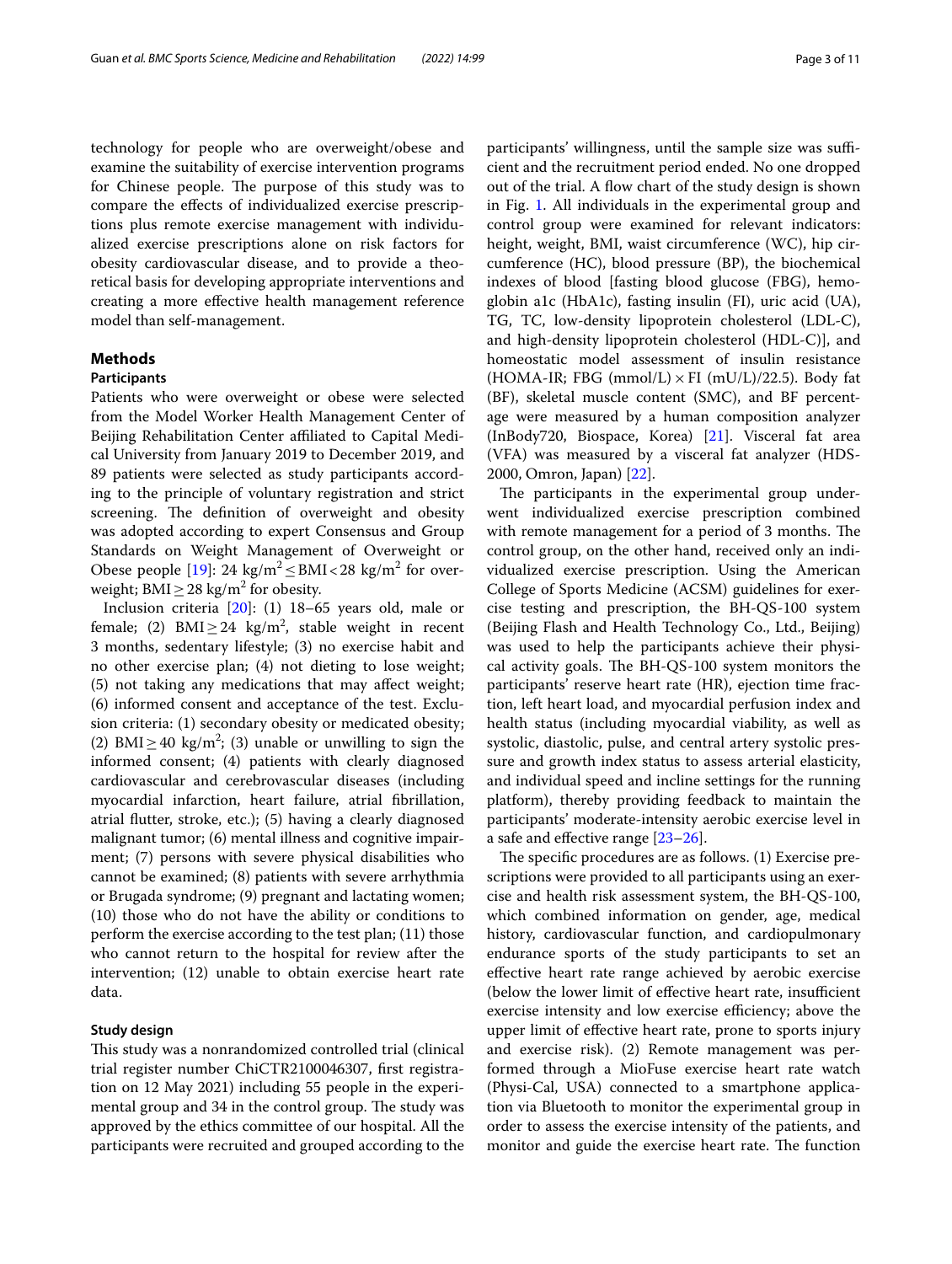technology for people who are overweight/obese and examine the suitability of exercise intervention programs for Chinese people. The purpose of this study was to compare the effects of individualized exercise prescriptions plus remote exercise management with individualized exercise prescriptions alone on risk factors for obesity cardiovascular disease, and to provide a theoretical basis for developing appropriate interventions and creating a more effective health management reference model than self-management.

## Methods

### Participants

Patients who were overweight or obese were selected from the Model Worker Health Management Center of Beijing Rehabilitation Center affiliated to Capital Medical University from January 2019 to December 2019, and 89 patients were selected as study participants according to the principle of voluntary registration and strict screening. The definition of overweight and obesity was adopted according to expert Consensus and Group Standards on Weight Management of Overweight or Obese people [19]: 24 $kg/m^2 \leq$ BMI < 28 $kg/m^2$ for overweight; BMI $\geq$ 28 $kg/m^2$ for obesity.

Inclusion criteria [20]: (1) 18–65 years old, male or female; (2) BMI $\geq$ 24 $kg/m^2$, stable weight in recent 3 months, sedentary lifestyle; (3) no exercise habit and no other exercise plan; (4) not dieting to lose weight; (5) not taking any medications that may affect weight; (6) informed consent and acceptance of the test. Exclusion criteria: (1) secondary obesity or medicated obesity; (2) BMI $\geq$ 40 $kg/m^2$; (3) unable or unwilling to sign the informed consent; (4) patients with clearly diagnosed cardiovascular and cerebrovascular diseases (including myocardial infarction, heart failure, atrial fibrillation, atrial flutter, stroke, etc.); (5) having a clearly diagnosed malignant tumor; (6) mental illness and cognitive impairment; (7) persons with severe physical disabilities who cannot be examined; (8) patients with severe arrhythmia or Brugada syndrome; (9) pregnant and lactating women; (10) those who do not have the ability or conditions to perform the exercise according to the test plan; (11) those who cannot return to the hospital for review after the intervention; (12) unable to obtain exercise heart rate data.

### Study design

This study was a nonrandomized controlled trial (clinical trial register number ChiCTR2100046307, first registration on 12 May 2021) including 55 people in the experimental group and 34 in the control group. The study was approved by the ethics committee of our hospital. All the participants were recruited and grouped according to the participants' willingness, until the sample size was sufficient and the recruitment period ended. No one dropped out of the trial. A flow chart of the study design is shown in Fig. 1. All individuals in the experimental group and control group were examined for relevant indicators: height, weight, BMI, waist circumference (WC), hip circumference (HC), blood pressure (BP), the biochemical indexes of blood [fasting blood glucose (FBG), hemoglobin a1c (HbA1c), fasting insulin (FI), uric acid (UA), TG, TC, low-density lipoprotein cholesterol (LDL-C), and high-density lipoprotein cholesterol (HDL-C)], and homeostatic model assessment of insulin resistance (HOMA-IR; FBG (mmol/L) $\times$ FI (mU/L)/22.5). Body fat (BF), skeletal muscle content (SMC), and BF percentage were measured by a human composition analyzer (InBody720, Biospace, Korea) [21]. Visceral fat area (VFA) was measured by a visceral fat analyzer (HDS-2000, Omron, Japan) [22].

The participants in the experimental group underwent individualized exercise prescription combined with remote management for a period of 3 months. The control group, on the other hand, received only an individualized exercise prescription. Using the American College of Sports Medicine (ACSM) guidelines for exercise testing and prescription, the BH-QS-100 system (Beijing Flash and Health Technology Co., Ltd., Beijing) was used to help the participants achieve their physical activity goals. The BH-QS-100 system monitors the participants' reserve heart rate (HR), ejection time fraction, left heart load, and myocardial perfusion index and health status (including myocardial viability, as well as systolic, diastolic, pulse, and central artery systolic pressure and growth index status to assess arterial elasticity, and individual speed and incline settings for the running platform), thereby providing feedback to maintain the participants' moderate-intensity aerobic exercise level in a safe and effective range [23–26].

The specific procedures are as follows. (1) Exercise prescriptions were provided to all participants using an exercise and health risk assessment system, the BH-QS-100, which combined information on gender, age, medical history, cardiovascular function, and cardiopulmonary endurance sports of the study participants to set an effective heart rate range achieved by aerobic exercise (below the lower limit of effective heart rate, insufficient exercise intensity and low exercise efficiency; above the upper limit of effective heart rate, prone to sports injury and exercise risk). (2) Remote management was performed through a MioFuse exercise heart rate watch (Physi-Cal, USA) connected to a smartphone application via Bluetooth to monitor the experimental group in order to assess the exercise intensity of the patients, and monitor and guide the exercise heart rate. The function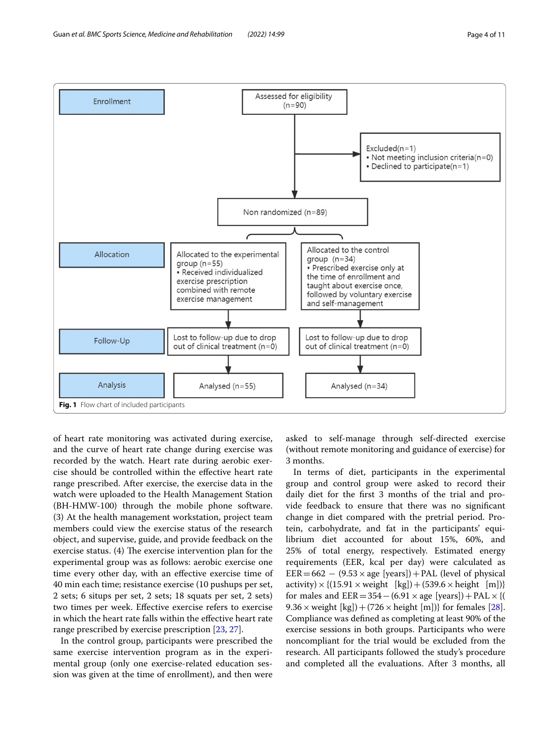Enrollment

Assessed for eligibility (n=90)

Excluded(n=1)
- Not meeting inclusion criteria(n=0)
- Declined to participate(n=1)

Non randomized (n=89)

Allocation

Allocated to the experimental group (n=55)
- Received individualized exercise prescription combined with remote exercise management

Allocated to the control group (n=34)
- Prescribed exercise only at the time of enrollment and taught about exercise once, followed by voluntary exercise and self-management

Follow-Up

Lost to follow-up due to drop out of clinical treatment (n=0)

Lost to follow-up due to drop out of clinical treatment (n=0)

Analysis

Analysed (n=55)

Analysed (n=34)

**Fig. 1** Flow chart of included participants

of heart rate monitoring was activated during exercise, and the curve of heart rate change during exercise was recorded by the watch. Heart rate during aerobic exercise should be controlled within the effective heart rate range prescribed. After exercise, the exercise data in the watch were uploaded to the Health Management Station (BH-HMW-100) through the mobile phone software. (3) At the health management workstation, project team members could view the exercise status of the research object, and supervise, guide, and provide feedback on the exercise status. (4) The exercise intervention plan for the experimental group was as follows: aerobic exercise one time every other day, with an effective exercise time of 40 min each time; resistance exercise (10 pushups per set, 2 sets; 6 situps per set, 2 sets; 18 squats per set, 2 sets) two times per week. Effective exercise refers to exercise in which the heart rate falls within the effective heart rate range prescribed by exercise prescription [23, 27].

In the control group, participants were prescribed the same exercise intervention program as in the experimental group (only one exercise-related education session was given at the time of enrollment), and then were asked to self-manage through self-directed exercise (without remote monitoring and guidance of exercise) for 3 months.

In terms of diet, participants in the experimental group and control group were asked to record their daily diet for the first 3 months of the trial and provide feedback to ensure that there was no significant change in diet compared with the pretrial period. Protein, carbohydrate, and fat in the participants' equilibrium diet accounted for about 15%, 60%, and 25% of total energy, respectively. Estimated energy requirements (EER, kcal per day) were calculated as $\text{EER} = 662 - (9.53 \times \text{age [years]}) + \text{PAL (level of physical activity)} \times \{(15.91 \times \text{weight [kg]}) + (539.6 \times \text{height [m]})\}$ for males and $\text{EER} = 354 - (6.91 \times \text{age [years]}) + \text{PAL} \times \{(9.36 \times \text{weight [kg]}) + (726 \times \text{height [m]})\}$ for females [28]. Compliance was defined as completing at least 90% of the exercise sessions in both groups. Participants who were noncompliant for the trial would be excluded from the research. All participants followed the study's procedure and completed all the evaluations. After 3 months, all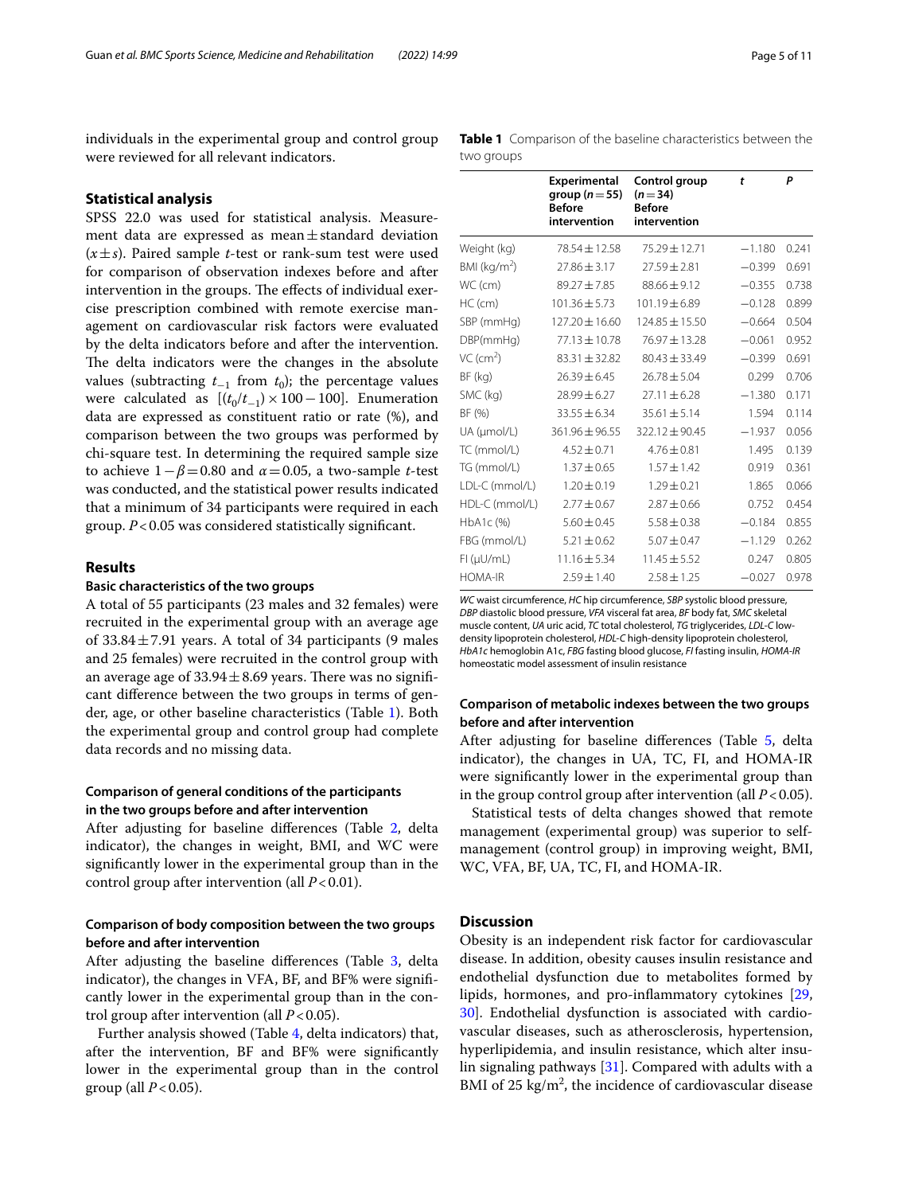individuals in the experimental group and control group were reviewed for all relevant indicators.

## Statistical analysis

SPSS 22.0 was used for statistical analysis. Measurement data are expressed as mean ± standard deviation ($x \pm s$). Paired sample $t$-test or rank-sum test were used for comparison of observation indexes before and after intervention in the groups. The effects of individual exercise prescription combined with remote exercise management on cardiovascular risk factors were evaluated by the delta indicators before and after the intervention. The delta indicators were the changes in the absolute values (subtracting $t_{-1}$ from $t_0$); the percentage values were calculated as $[(t_0/t_{-1}) \times 100 - 100]$. Enumeration data are expressed as constituent ratio or rate (%), and comparison between the two groups was performed by chi-square test. In determining the required sample size to achieve $1-\beta=0.80$ and $\alpha=0.05$, a two-sample $t$-test was conducted, and the statistical power results indicated that a minimum of 34 participants were required in each group. $P<0.05$ was considered statistically significant.

## Results

### Basic characteristics of the two groups

A total of 55 participants (23 males and 32 females) were recruited in the experimental group with an average age of 33.84 ± 7.91 years. A total of 34 participants (9 males and 25 females) were recruited in the control group with an average age of 33.94 ± 8.69 years. There was no significant difference between the two groups in terms of gender, age, or other baseline characteristics (Table 1). Both the experimental group and control group had complete data records and no missing data.

### Comparison of general conditions of the participants in the two groups before and after intervention

After adjusting for baseline differences (Table 2, delta indicator), the changes in weight, BMI, and WC were significantly lower in the experimental group than in the control group after intervention (all $P<0.01$).

### Comparison of body composition between the two groups before and after intervention

After adjusting the baseline differences (Table 3, delta indicator), the changes in VFA, BF, and BF% were significantly lower in the experimental group than in the control group after intervention (all $P<0.05$).

Further analysis showed (Table 4, delta indicators) that, after the intervention, BF and BF% were significantly lower in the experimental group than in the control group (all $P<0.05$).

**Table 1** Comparison of the baseline characteristics between the two groups

| | Experimental group ($n=55$) Before intervention | Control group ($n=34$) Before intervention | $t$ | $P$ |
|---|---|---|---|---|
| Weight (kg) | 78.54 ± 12.58 | 75.29 ± 12.71 | −1.180 | 0.241 |
| BMI (kg/m$^2$) | 27.86 ± 3.17 | 27.59 ± 2.81 | −0.399 | 0.691 |
| WC (cm) | 89.27 ± 7.85 | 88.66 ± 9.12 | −0.355 | 0.738 |
| HC (cm) | 101.36 ± 5.73 | 101.19 ± 6.89 | −0.128 | 0.899 |
| SBP (mmHg) | 127.20 ± 16.60 | 124.85 ± 15.50 | −0.664 | 0.504 |
| DBP(mmHg) | 77.13 ± 10.78 | 76.97 ± 13.28 | −0.061 | 0.952 |
| VC (cm$^2$) | 83.31 ± 32.82 | 80.43 ± 33.49 | −0.399 | 0.691 |
| BF (kg) | 26.39 ± 6.45 | 26.78 ± 5.04 | 0.299 | 0.706 |
| SMC (kg) | 28.99 ± 6.27 | 27.11 ± 6.28 | −1.380 | 0.171 |
| BF (%) | 33.55 ± 6.34 | 35.61 ± 5.14 | 1.594 | 0.114 |
| UA (μmol/L) | 361.96 ± 96.55 | 322.12 ± 90.45 | −1.937 | 0.056 |
| TC (mmol/L) | 4.52 ± 0.71 | 4.76 ± 0.81 | 1.495 | 0.139 |
| TG (mmol/L) | 1.37 ± 0.65 | 1.57 ± 1.42 | 0.919 | 0.361 |
| LDL-C (mmol/L) | 1.20 ± 0.19 | 1.29 ± 0.21 | 1.865 | 0.066 |
| HDL-C (mmol/L) | 2.77 ± 0.67 | 2.87 ± 0.66 | 0.752 | 0.454 |
| HbA1c (%) | 5.60 ± 0.45 | 5.58 ± 0.38 | −0.184 | 0.855 |
| FBG (mmol/L) | 5.21 ± 0.62 | 5.07 ± 0.47 | −1.129 | 0.262 |
| FI (μU/mL) | 11.16 ± 5.34 | 11.45 ± 5.52 | 0.247 | 0.805 |
| HOMA-IR | 2.59 ± 1.40 | 2.58 ± 1.25 | −0.027 | 0.978 |

*WC* waist circumference, *HC* hip circumference, *SBP* systolic blood pressure, *DBP* diastolic blood pressure, *VFA* visceral fat area, *BF* body fat, *SMC* skeletal muscle content, *UA* uric acid, *TC* total cholesterol, *TG* triglycerides, *LDL-C* low-density lipoprotein cholesterol, *HDL-C* high-density lipoprotein cholesterol, *HbA1c* hemoglobin A1c, *FBG* fasting blood glucose, *FI* fasting insulin, *HOMA-IR* homeostatic model assessment of insulin resistance

### Comparison of metabolic indexes between the two groups before and after intervention

After adjusting for baseline differences (Table 5, delta indicator), the changes in UA, TC, FI, and HOMA-IR were significantly lower in the experimental group than in the group control group after intervention (all $P<0.05$).

Statistical tests of delta changes showed that remote management (experimental group) was superior to self-management (control group) in improving weight, BMI, WC, VFA, BF, UA, TC, FI, and HOMA-IR.

## Discussion

Obesity is an independent risk factor for cardiovascular disease. In addition, obesity causes insulin resistance and endothelial dysfunction due to metabolites formed by lipids, hormones, and pro-inflammatory cytokines [29, 30]. Endothelial dysfunction is associated with cardiovascular diseases, such as atherosclerosis, hypertension, hyperlipidemia, and insulin resistance, which alter insulin signaling pathways [31]. Compared with adults with a BMI of 25 kg/m$^2$, the incidence of cardiovascular disease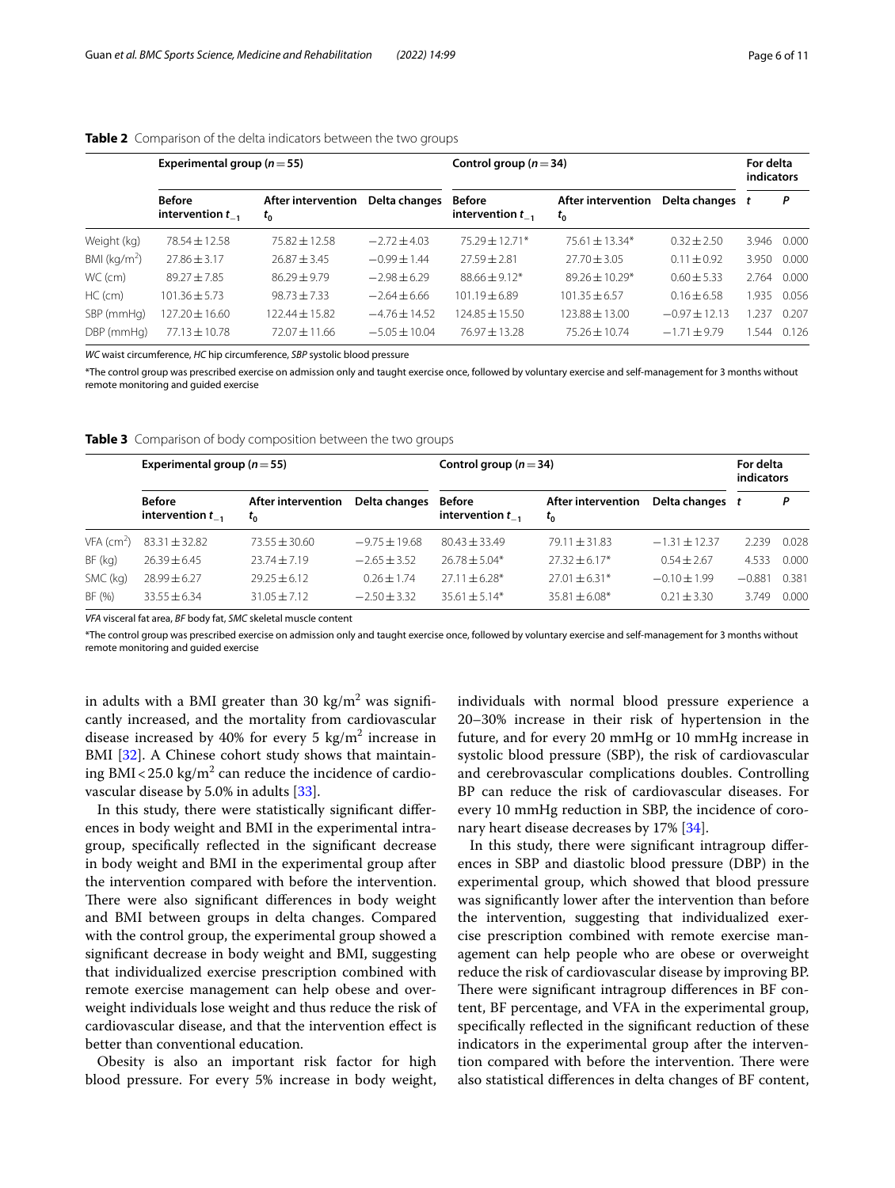**Table 2** Comparison of the delta indicators between the two groups

| | Experimental group ($n = 55$) | | | Control group ($n = 34$) | | | For delta indicators | |
|---|---|---|---|---|---|---|---|---|
| | Before intervention $t_{-1}$ | After intervention $t_0$ | Delta changes | Before intervention $t_{-1}$ | After intervention $t_0$ | Delta changes | *t* | *P* |
| Weight (kg) | 78.54 ± 12.58 | 75.82 ± 12.58 | −2.72 ± 4.03 | 75.29 ± 12.71* | 75.61 ± 13.34* | 0.32 ± 2.50 | 3.946 | 0.000 |
| BMI (kg/m$^2$) | 27.86 ± 3.17 | 26.87 ± 3.45 | −0.99 ± 1.44 | 27.59 ± 2.81 | 27.70 ± 3.05 | 0.11 ± 0.92 | 3.950 | 0.000 |
| WC (cm) | 89.27 ± 7.85 | 86.29 ± 9.79 | −2.98 ± 6.29 | 88.66 ± 9.12* | 89.26 ± 10.29* | 0.60 ± 5.33 | 2.764 | 0.000 |
| HC (cm) | 101.36 ± 5.73 | 98.73 ± 7.33 | −2.64 ± 6.66 | 101.19 ± 6.89 | 101.35 ± 6.57 | 0.16 ± 6.58 | 1.935 | 0.056 |
| SBP (mmHg) | 127.20 ± 16.60 | 122.44 ± 15.82 | −4.76 ± 14.52 | 124.85 ± 15.50 | 123.88 ± 13.00 | −0.97 ± 12.13 | 1.237 | 0.207 |
| DBP (mmHg) | 77.13 ± 10.78 | 72.07 ± 11.66 | −5.05 ± 10.04 | 76.97 ± 13.28 | 75.26 ± 10.74 | −1.71 ± 9.79 | 1.544 | 0.126 |

*WC* waist circumference, *HC* hip circumference, *SBP* systolic blood pressure

*The control group was prescribed exercise on admission only and taught exercise once, followed by voluntary exercise and self-management for 3 months without remote monitoring and guided exercise

**Table 3** Comparison of body composition between the two groups

| | Experimental group ($n = 55$) | | | Control group ($n = 34$) | | | For delta indicators | |
|---|---|---|---|---|---|---|---|---|
| | Before intervention $t_{-1}$ | After intervention $t_0$ | Delta changes | Before intervention $t_{-1}$ | After intervention $t_0$ | Delta changes | *t* | *P* |
| VFA (cm$^2$) | 83.31 ± 32.82 | 73.55 ± 30.60 | −9.75 ± 19.68 | 80.43 ± 33.49 | 79.11 ± 31.83 | −1.31 ± 12.37 | 2.239 | 0.028 |
| BF (kg) | 26.39 ± 6.45 | 23.74 ± 7.19 | −2.65 ± 3.52 | 26.78 ± 5.04* | 27.32 ± 6.17* | 0.54 ± 2.67 | 4.533 | 0.000 |
| SMC (kg) | 28.99 ± 6.27 | 29.25 ± 6.12 | 0.26 ± 1.74 | 27.11 ± 6.28* | 27.01 ± 6.31* | −0.10 ± 1.99 | −0.881 | 0.381 |
| BF (%) | 33.55 ± 6.34 | 31.05 ± 7.12 | −2.50 ± 3.32 | 35.61 ± 5.14* | 35.81 ± 6.08* | 0.21 ± 3.30 | 3.749 | 0.000 |

*VFA* visceral fat area, *BF* body fat, *SMC* skeletal muscle content

*The control group was prescribed exercise on admission only and taught exercise once, followed by voluntary exercise and self-management for 3 months without remote monitoring and guided exercise

in adults with a BMI greater than 30 kg/m$^2$ was significantly increased, and the mortality from cardiovascular disease increased by 40% for every 5 kg/m$^2$ increase in BMI [32]. A Chinese cohort study shows that maintaining BMI < 25.0 kg/m$^2$ can reduce the incidence of cardiovascular disease by 5.0% in adults [33].

In this study, there were statistically significant differences in body weight and BMI in the experimental intragroup, specifically reflected in the significant decrease in body weight and BMI in the experimental group after the intervention compared with before the intervention. There were also significant differences in body weight and BMI between groups in delta changes. Compared with the control group, the experimental group showed a significant decrease in body weight and BMI, suggesting that individualized exercise prescription combined with remote exercise management can help obese and overweight individuals lose weight and thus reduce the risk of cardiovascular disease, and that the intervention effect is better than conventional education.

Obesity is also an important risk factor for high blood pressure. For every 5% increase in body weight, individuals with normal blood pressure experience a 20–30% increase in their risk of hypertension in the future, and for every 20 mmHg or 10 mmHg increase in systolic blood pressure (SBP), the risk of cardiovascular and cerebrovascular complications doubles. Controlling BP can reduce the risk of cardiovascular diseases. For every 10 mmHg reduction in SBP, the incidence of coronary heart disease decreases by 17% [34].

In this study, there were significant intragroup differences in SBP and diastolic blood pressure (DBP) in the experimental group, which showed that blood pressure was significantly lower after the intervention than before the intervention, suggesting that individualized exercise prescription combined with remote exercise management can help people who are obese or overweight reduce the risk of cardiovascular disease by improving BP. There were significant intragroup differences in BF content, BF percentage, and VFA in the experimental group, specifically reflected in the significant reduction of these indicators in the experimental group after the intervention compared with before the intervention. There were also statistical differences in delta changes of BF content,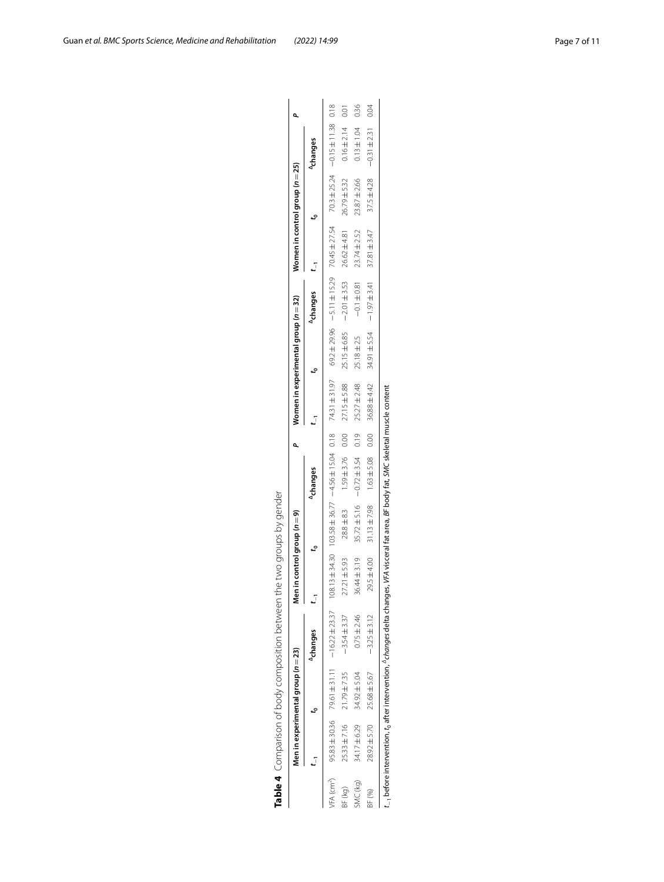**Table 4** Comparison of body composition between the two groups by gender

| | Men in experimental group ($n=23$) | | | Men in control group ($n=9$) | | | $P$ | Women in experimental group ($n=32$) | | | Women in control group ($n=25$) | | | $P$ |
|---|---|---|---|---|---|---|---|---|---|---|---|---|---|---|
| | $t_{-1}$ | $t_0$ | $^{\Delta}$changes | $t_{-1}$ | $t_0$ | $^{\Delta}$changes | | $t_{-1}$ | $t_0$ | $^{\Delta}$changes | $t_{-1}$ | $t_0$ | $^{\Delta}$changes | |
| VFA (cm$^2$) | 95.83 ± 30.36 | 79.61 ± 31.11 | −16.22 ± 23.37 | 108.13 ± 34.30 | 103.58 ± 36.77 | −4.56 ± 15.04 | 0.18 | 74.31 ± 31.97 | 69.2 ± 29.96 | −5.11 ± 15.29 | 70.45 ± 27.54 | 70.3 ± 25.24 | −0.15 ± 11.38 | 0.18 |
| BF (kg) | 25.33 ± 7.16 | 21.79 ± 7.35 | −3.54 ± 3.37 | 27.21 ± 5.93 | 28.8 ± 8.3 | 1.59 ± 3.76 | 0.00 | 27.15 ± 5.88 | 25.15 ± 6.85 | −2.01 ± 3.53 | 26.62 ± 4.81 | 26.79 ± 5.32 | 0.16 ± 2.14 | 0.01 |
| SMC (kg) | 34.17 ± 6.29 | 34.92 ± 5.04 | 0.75 ± 2.46 | 36.44 ± 3.19 | 35.72 ± 5.16 | −0.72 ± 3.54 | 0.19 | 25.27 ± 2.48 | 25.18 ± 2.5 | −0.1 ± 0.81 | 23.74 ± 2.52 | 23.87 ± 2.66 | 0.13 ± 1.04 | 0.36 |
| BF (%) | 28.92 ± 5.70 | 25.68 ± 5.67 | −3.25 ± 3.12 | 29.5 ± 4.00 | 31.13 ± 7.98 | 1.63 ± 5.08 | 0.00 | 36.88 ± 4.42 | 34.91 ± 5.54 | −1.97 ± 3.41 | 37.81 ± 3.47 | 37.5 ± 4.28 | −0.31 ± 2.31 | 0.04 |

$t_{-1}$ before intervention, $t_0$ after intervention, $^{\Delta}$*changes* delta changes, *VFA* visceral fat area, *BF* body fat, *SMC* skeletal muscle content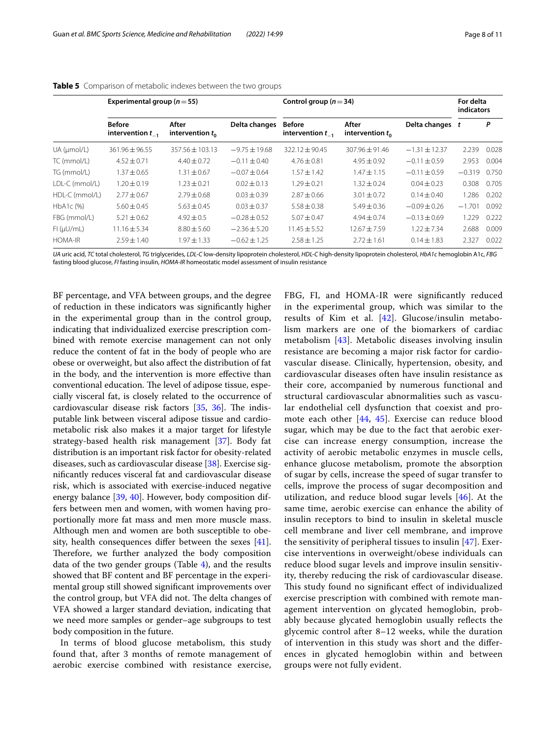**Table 5** Comparison of metabolic indexes between the two groups

| | Experimental group ($n = 55$) | | | Control group ($n = 34$) | | | For delta indicators | |
|---|---|---|---|---|---|---|---|---|
| | Before intervention $t_{-1}$ | After intervention $t_0$ | Delta changes | Before intervention $t_{-1}$ | After intervention $t_0$ | Delta changes | $t$ | $P$ |
| UA (μmol/L) | 361.96 ± 96.55 | 357.56 ± 103.13 | −9.75 ± 19.68 | 322.12 ± 90.45 | 307.96 ± 91.46 | −1.31 ± 12.37 | 2.239 | 0.028 |
| TC (mmol/L) | 4.52 ± 0.71 | 4.40 ± 0.72 | −0.11 ± 0.40 | 4.76 ± 0.81 | 4.95 ± 0.92 | −0.11 ± 0.59 | 2.953 | 0.004 |
| TG (mmol/L) | 1.37 ± 0.65 | 1.31 ± 0.67 | −0.07 ± 0.64 | 1.57 ± 1.42 | 1.47 ± 1.15 | −0.11 ± 0.59 | −0.319 | 0.750 |
| LDL-C (mmol/L) | 1.20 ± 0.19 | 1.23 ± 0.21 | 0.02 ± 0.13 | 1.29 ± 0.21 | 1.32 ± 0.24 | 0.04 ± 0.23 | 0.308 | 0.705 |
| HDL-C (mmol/L) | 2.77 ± 0.67 | 2.79 ± 0.68 | 0.03 ± 0.39 | 2.87 ± 0.66 | 3.01 ± 0.72 | 0.14 ± 0.40 | 1.286 | 0.202 |
| HbA1c (%) | 5.60 ± 0.45 | 5.63 ± 0.45 | 0.03 ± 0.37 | 5.58 ± 0.38 | 5.49 ± 0.36 | −0.09 ± 0.26 | −1.701 | 0.092 |
| FBG (mmol/L) | 5.21 ± 0.62 | 4.92 ± 0.5 | −0.28 ± 0.52 | 5.07 ± 0.47 | 4.94 ± 0.74 | −0.13 ± 0.69 | 1.229 | 0.222 |
| FI (μU/mL) | 11.16 ± 5.34 | 8.80 ± 5.60 | −2.36 ± 5.20 | 11.45 ± 5.52 | 12.67 ± 7.59 | 1.22 ± 7.34 | 2.688 | 0.009 |
| HOMA-IR | 2.59 ± 1.40 | 1.97 ± 1.33 | −0.62 ± 1.25 | 2.58 ± 1.25 | 2.72 ± 1.61 | 0.14 ± 1.83 | 2.327 | 0.022 |

*UA* uric acid, *TC* total cholesterol, *TG* triglycerides, *LDL-C* low-density lipoprotein cholesterol, *HDL-C* high-density lipoprotein cholesterol, *HbA1c* hemoglobin A1c, *FBG* fasting blood glucose, *FI* fasting insulin, *HOMA-IR* homeostatic model assessment of insulin resistance

BF percentage, and VFA between groups, and the degree of reduction in these indicators was significantly higher in the experimental group than in the control group, indicating that individualized exercise prescription combined with remote exercise management can not only reduce the content of fat in the body of people who are obese or overweight, but also affect the distribution of fat in the body, and the intervention is more effective than conventional education. The level of adipose tissue, especially visceral fat, is closely related to the occurrence of cardiovascular disease risk factors [35, 36]. The indisputable link between visceral adipose tissue and cardiometabolic risk also makes it a major target for lifestyle strategy-based health risk management [37]. Body fat distribution is an important risk factor for obesity-related diseases, such as cardiovascular disease [38]. Exercise significantly reduces visceral fat and cardiovascular disease risk, which is associated with exercise-induced negative energy balance [39, 40]. However, body composition differs between men and women, with women having proportionally more fat mass and men more muscle mass. Although men and women are both susceptible to obesity, health consequences differ between the sexes [41]. Therefore, we further analyzed the body composition data of the two gender groups (Table 4), and the results showed that BF content and BF percentage in the experimental group still showed significant improvements over the control group, but VFA did not. The delta changes of VFA showed a larger standard deviation, indicating that we need more samples or gender–age subgroups to test body composition in the future.

In terms of blood glucose metabolism, this study found that, after 3 months of remote management of aerobic exercise combined with resistance exercise, FBG, FI, and HOMA-IR were significantly reduced in the experimental group, which was similar to the results of Kim et al. [42]. Glucose/insulin metabolism markers are one of the biomarkers of cardiac metabolism [43]. Metabolic diseases involving insulin resistance are becoming a major risk factor for cardiovascular disease. Clinically, hypertension, obesity, and cardiovascular diseases often have insulin resistance as their core, accompanied by numerous functional and structural cardiovascular abnormalities such as vascular endothelial cell dysfunction that coexist and promote each other [44, 45]. Exercise can reduce blood sugar, which may be due to the fact that aerobic exercise can increase energy consumption, increase the activity of aerobic metabolic enzymes in muscle cells, enhance glucose metabolism, promote the absorption of sugar by cells, increase the speed of sugar transfer to cells, improve the process of sugar decomposition and utilization, and reduce blood sugar levels [46]. At the same time, aerobic exercise can enhance the ability of insulin receptors to bind to insulin in skeletal muscle cell membrane and liver cell membrane, and improve the sensitivity of peripheral tissues to insulin [47]. Exercise interventions in overweight/obese individuals can reduce blood sugar levels and improve insulin sensitivity, thereby reducing the risk of cardiovascular disease. This study found no significant effect of individualized exercise prescription with combined with remote management intervention on glycated hemoglobin, probably because glycated hemoglobin usually reflects the glycemic control after 8–12 weeks, while the duration of intervention in this study was short and the differences in glycated hemoglobin within and between groups were not fully evident.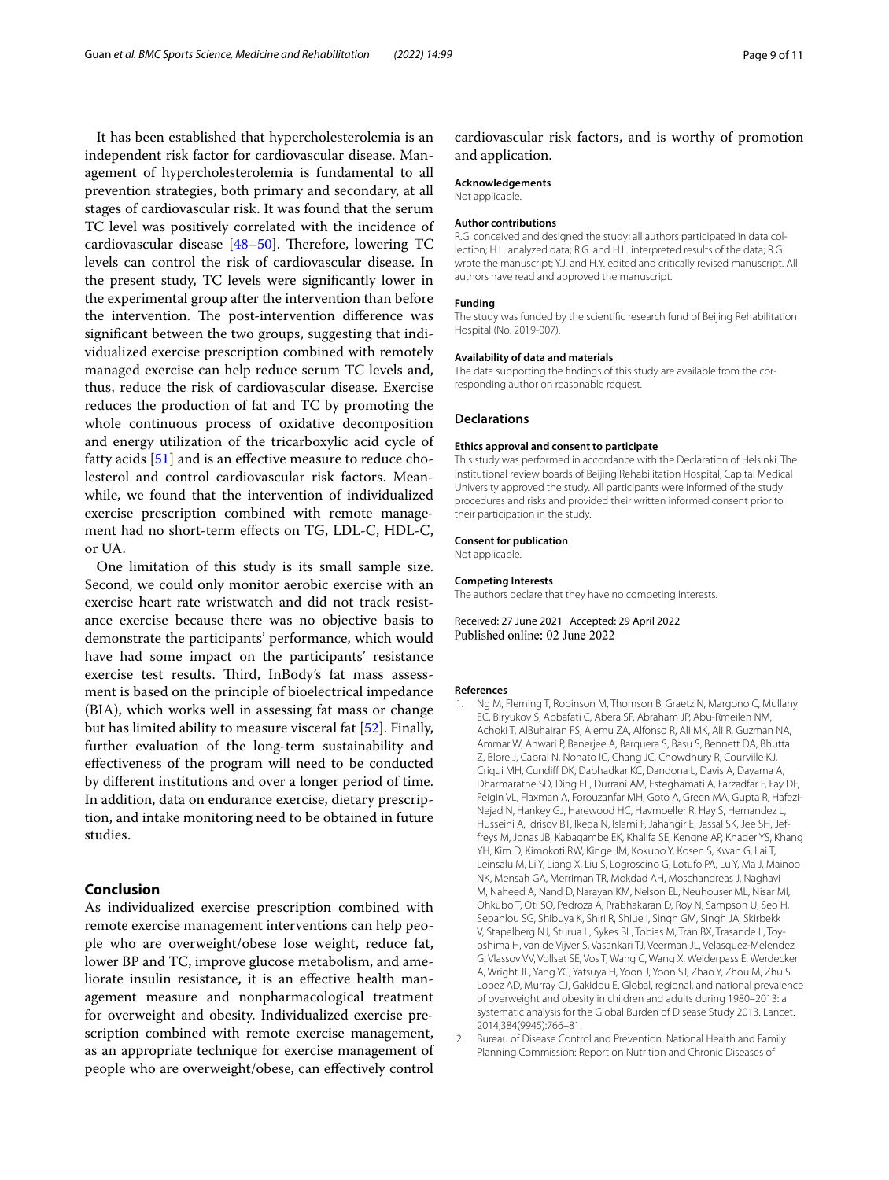It has been established that hypercholesterolemia is an independent risk factor for cardiovascular disease. Management of hypercholesterolemia is fundamental to all prevention strategies, both primary and secondary, at all stages of cardiovascular risk. It was found that the serum TC level was positively correlated with the incidence of cardiovascular disease [48–50]. Therefore, lowering TC levels can control the risk of cardiovascular disease. In the present study, TC levels were significantly lower in the experimental group after the intervention than before the intervention. The post-intervention difference was significant between the two groups, suggesting that individualized exercise prescription combined with remotely managed exercise can help reduce serum TC levels and, thus, reduce the risk of cardiovascular disease. Exercise reduces the production of fat and TC by promoting the whole continuous process of oxidative decomposition and energy utilization of the tricarboxylic acid cycle of fatty acids [51] and is an effective measure to reduce cholesterol and control cardiovascular risk factors. Meanwhile, we found that the intervention of individualized exercise prescription combined with remote management had no short-term effects on TG, LDL-C, HDL-C, or UA.

One limitation of this study is its small sample size. Second, we could only monitor aerobic exercise with an exercise heart rate wristwatch and did not track resistance exercise because there was no objective basis to demonstrate the participants' performance, which would have had some impact on the participants' resistance exercise test results. Third, InBody's fat mass assessment is based on the principle of bioelectrical impedance (BIA), which works well in assessing fat mass or change but has limited ability to measure visceral fat [52]. Finally, further evaluation of the long-term sustainability and effectiveness of the program will need to be conducted by different institutions and over a longer period of time. In addition, data on endurance exercise, dietary prescription, and intake monitoring need to be obtained in future studies.

## Conclusion

As individualized exercise prescription combined with remote exercise management interventions can help people who are overweight/obese lose weight, reduce fat, lower BP and TC, improve glucose metabolism, and ameliorate insulin resistance, it is an effective health management measure and nonpharmacological treatment for overweight and obesity. Individualized exercise prescription combined with remote exercise management, as an appropriate technique for exercise management of people who are overweight/obese, can effectively control cardiovascular risk factors, and is worthy of promotion and application.

### Acknowledgements

Not applicable.

### Author contributions

R.G. conceived and designed the study; all authors participated in data collection; H.L. analyzed data; R.G. and H.L. interpreted results of the data; R.G. wrote the manuscript; Y.J. and H.Y. edited and critically revised manuscript. All authors have read and approved the manuscript.

### Funding

The study was funded by the scientific research fund of Beijing Rehabilitation Hospital (No. 2019-007).

### Availability of data and materials

The data supporting the findings of this study are available from the corresponding author on reasonable request.

## Declarations

### Ethics approval and consent to participate

This study was performed in accordance with the Declaration of Helsinki. The institutional review boards of Beijing Rehabilitation Hospital, Capital Medical University approved the study. All participants were informed of the study procedures and risks and provided their written informed consent prior to their participation in the study.

### Consent for publication

Not applicable.

### Competing Interests

The authors declare that they have no competing interests.

Received: 27 June 2021 Accepted: 29 April 2022
Published online: 02 June 2022

### References

1. Ng M, Fleming T, Robinson M, Thomson B, Graetz N, Margono C, Mullany EC, Biryukov S, Abbafati C, Abera SF, Abraham JP, Abu-Rmeileh NM, Achoki T, AlBuhairan FS, Alemu ZA, Alfonso R, Ali MK, Ali R, Guzman NA, Ammar W, Anwari P, Banerjee A, Barquera S, Basu S, Bennett DA, Bhutta Z, Blore J, Cabral N, Nonato IC, Chang JC, Chowdhury R, Courville KJ, Criqui MH, Cundiff DK, Dabhadkar KC, Dandona L, Davis A, Dayama A, Dharmaratne SD, Ding EL, Durrani AM, Esteghamati A, Farzadfar F, Fay DF, Feigin VL, Flaxman A, Forouzanfar MH, Goto A, Green MA, Gupta R, Hafezi-Nejad N, Hankey GJ, Harewood HC, Havmoeller R, Hay S, Hernandez L, Husseini A, Idrisov BT, Ikeda N, Islami F, Jahangir E, Jassal SK, Jee SH, Jeffreys M, Jonas JB, Kabagambe EK, Khalifa SE, Kengne AP, Khader YS, Khang YH, Kim D, Kimokoti RW, Kinge JM, Kokubo Y, Kosen S, Kwan G, Lai T, Leinsalu M, Li Y, Liang X, Liu S, Logroscino G, Lotufo PA, Lu Y, Ma J, Mainoo NK, Mensah GA, Merriman TR, Mokdad AH, Moschandreas J, Naghavi M, Naheed A, Nand D, Narayan KM, Nelson EL, Neuhouser ML, Nisar MI, Ohkubo T, Oti SO, Pedroza A, Prabhakaran D, Roy N, Sampson U, Seo H, Sepanlou SG, Shibuya K, Shiri R, Shiue I, Singh GM, Singh JA, Skirbekk V, Stapelberg NJ, Sturua L, Sykes BL, Tobias M, Tran BX, Trasande L, Toyoshima H, van de Vijver S, Vasankari TJ, Veerman JL, Velasquez-Melendez G, Vlassov VV, Vollset SE, Vos T, Wang C, Wang X, Weiderpass E, Werdecker A, Wright JL, Yang YC, Yatsuya H, Yoon J, Yoon SJ, Zhao Y, Zhou M, Zhu S, Lopez AD, Murray CJ, Gakidou E. Global, regional, and national prevalence of overweight and obesity in children and adults during 1980–2013: a systematic analysis for the Global Burden of Disease Study 2013. Lancet. 2014;384(9945):766–81.
2. Bureau of Disease Control and Prevention. National Health and Family Planning Commission: Report on Nutrition and Chronic Diseases of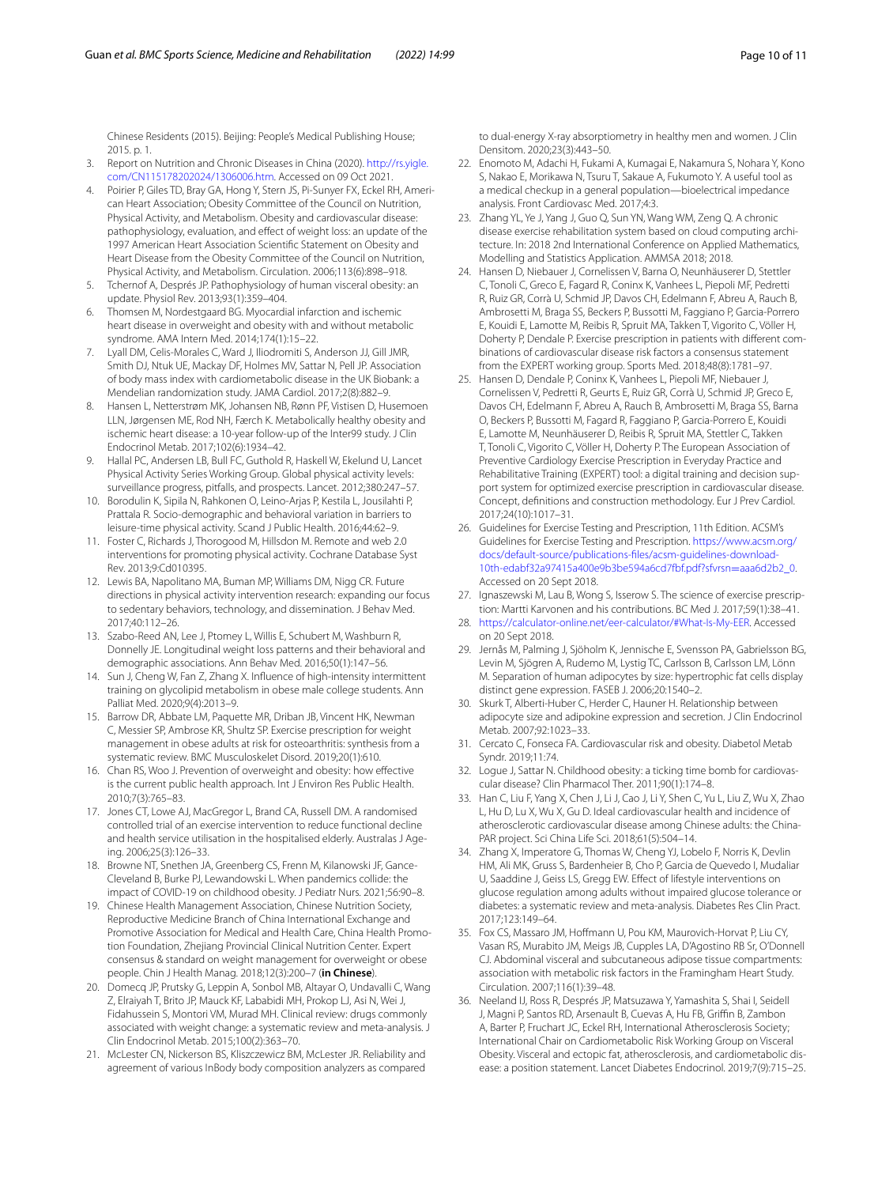Chinese Residents (2015). Beijing: People's Medical Publishing House; 2015. p. 1.

3. Report on Nutrition and Chronic Diseases in China (2020). http://rs.yigle.com/CN115178202024/1306006.htm. Accessed on 09 Oct 2021.
4. Poirier P, Giles TD, Bray GA, Hong Y, Stern JS, Pi-Sunyer FX, Eckel RH, American Heart Association; Obesity Committee of the Council on Nutrition, Physical Activity, and Metabolism. Obesity and cardiovascular disease: pathophysiology, evaluation, and effect of weight loss: an update of the 1997 American Heart Association Scientific Statement on Obesity and Heart Disease from the Obesity Committee of the Council on Nutrition, Physical Activity, and Metabolism. Circulation. 2006;113(6):898–918.
5. Tchernof A, Després JP. Pathophysiology of human visceral obesity: an update. Physiol Rev. 2013;93(1):359–404.
6. Thomsen M, Nordestgaard BG. Myocardial infarction and ischemic heart disease in overweight and obesity with and without metabolic syndrome. AMA Intern Med. 2014;174(1):15–22.
7. Lyall DM, Celis-Morales C, Ward J, Iliodromiti S, Anderson JJ, Gill JMR, Smith DJ, Ntuk UE, Mackay DF, Holmes MV, Sattar N, Pell JP. Association of body mass index with cardiometabolic disease in the UK Biobank: a Mendelian randomization study. JAMA Cardiol. 2017;2(8):882–9.
8. Hansen L, Netterstrøm MK, Johansen NB, Rønn PF, Vistisen D, Husemoen LLN, Jørgensen ME, Rod NH, Færch K. Metabolically healthy obesity and ischemic heart disease: a 10-year follow-up of the Inter99 study. J Clin Endocrinol Metab. 2017;102(6):1934–42.
9. Hallal PC, Andersen LB, Bull FC, Guthold R, Haskell W, Ekelund U, Lancet Physical Activity Series Working Group. Global physical activity levels: surveillance progress, pitfalls, and prospects. Lancet. 2012;380:247–57.
10. Borodulin K, Sipila N, Rahkonen O, Leino-Arjas P, Kestila L, Jousilahti P, Prattala R. Socio-demographic and behavioral variation in barriers to leisure-time physical activity. Scand J Public Health. 2016;44:62–9.
11. Foster C, Richards J, Thorogood M, Hillsdon M. Remote and web 2.0 interventions for promoting physical activity. Cochrane Database Syst Rev. 2013;9:Cd010395.
12. Lewis BA, Napolitano MA, Buman MP, Williams DM, Nigg CR. Future directions in physical activity intervention research: expanding our focus to sedentary behaviors, technology, and dissemination. J Behav Med. 2017;40:112–26.
13. Szabo-Reed AN, Lee J, Ptomey L, Willis E, Schubert M, Washburn R, Donnelly JE. Longitudinal weight loss patterns and their behavioral and demographic associations. Ann Behav Med. 2016;50(1):147–56.
14. Sun J, Cheng W, Fan Z, Zhang X. Influence of high-intensity intermittent training on glycolipid metabolism in obese male college students. Ann Palliat Med. 2020;9(4):2013–9.
15. Barrow DR, Abbate LM, Paquette MR, Driban JB, Vincent HK, Newman C, Messier SP, Ambrose KR, Shultz SP. Exercise prescription for weight management in obese adults at risk for osteoarthritis: synthesis from a systematic review. BMC Musculoskelet Disord. 2019;20(1):610.
16. Chan RS, Woo J. Prevention of overweight and obesity: how effective is the current public health approach. Int J Environ Res Public Health. 2010;7(3):765–83.
17. Jones CT, Lowe AJ, MacGregor L, Brand CA, Russell DM. A randomised controlled trial of an exercise intervention to reduce functional decline and health service utilisation in the hospitalised elderly. Australas J Ageing. 2006;25(3):126–33.
18. Browne NT, Snethen JA, Greenberg CS, Frenn M, Kilanowski JF, Gance-Cleveland B, Burke PJ, Lewandowski L. When pandemics collide: the impact of COVID-19 on childhood obesity. J Pediatr Nurs. 2021;56:90–8.
19. Chinese Health Management Association, Chinese Nutrition Society, Reproductive Medicine Branch of China International Exchange and Promotive Association for Medical and Health Care, China Health Promotion Foundation, Zhejiang Provincial Clinical Nutrition Center. Expert consensus & standard on weight management for overweight or obese people. Chin J Health Manag. 2018;12(3):200–7 (**in Chinese**).
20. Domecq JP, Prutsky G, Leppin A, Sonbol MB, Altayar O, Undavalli C, Wang Z, Elraiyah T, Brito JP, Mauck KF, Lababidi MH, Prokop LJ, Asi N, Wei J, Fidahussein S, Montori VM, Murad MH. Clinical review: drugs commonly associated with weight change: a systematic review and meta-analysis. J Clin Endocrinol Metab. 2015;100(2):363–70.
21. McLester CN, Nickerson BS, Kliszczewicz BM, McLester JR. Reliability and agreement of various InBody body composition analyzers as compared to dual-energy X-ray absorptiometry in healthy men and women. J Clin Densitom. 2020;23(3):443–50.
22. Enomoto M, Adachi H, Fukami A, Kumagai E, Nakamura S, Nohara Y, Kono S, Nakao E, Morikawa N, Tsuru T, Sakaue A, Fukumoto Y. A useful tool as a medical checkup in a general population—bioelectrical impedance analysis. Front Cardiovasc Med. 2017;4:3.
23. Zhang YL, Ye J, Yang J, Guo Q, Sun YN, Wang WM, Zeng Q. A chronic disease exercise rehabilitation system based on cloud computing architecture. In: 2018 2nd International Conference on Applied Mathematics, Modelling and Statistics Application. AMMSA 2018; 2018.
24. Hansen D, Niebauer J, Cornelissen V, Barna O, Neunhäuserer D, Stettler C, Tonoli C, Greco E, Fagard R, Coninx K, Vanhees L, Piepoli MF, Pedretti R, Ruiz GR, Corrà U, Schmid JP, Davos CH, Edelmann F, Abreu A, Rauch B, Ambrosetti M, Braga SS, Beckers P, Bussotti M, Faggiano P, Garcia-Porrero E, Kouidi E, Lamotte M, Reibis R, Spruit MA, Takken T, Vigorito C, Völler H, Doherty P, Dendale P. Exercise prescription in patients with different combinations of cardiovascular disease risk factors a consensus statement from the EXPERT working group. Sports Med. 2018;48(8):1781–97.
25. Hansen D, Dendale P, Coninx K, Vanhees L, Piepoli MF, Niebauer J, Cornelissen V, Pedretti R, Geurts E, Ruiz GR, Corrà U, Schmid JP, Greco E, Davos CH, Edelmann F, Abreu A, Rauch B, Ambrosetti M, Braga SS, Barna O, Beckers P, Bussotti M, Fagard R, Faggiano P, Garcia-Porrero E, Kouidi E, Lamotte M, Neunhäuserer D, Reibis R, Spruit MA, Stettler C, Takken T, Tonoli C, Vigorito C, Völler H, Doherty P. The European Association of Preventive Cardiology Exercise Prescription in Everyday Practice and Rehabilitative Training (EXPERT) tool: a digital training and decision support system for optimized exercise prescription in cardiovascular disease. Concept, definitions and construction methodology. Eur J Prev Cardiol. 2017;24(10):1017–31.
26. Guidelines for Exercise Testing and Prescription, 11th Edition. ACSM's Guidelines for Exercise Testing and Prescription. https://www.acsm.org/docs/default-source/publications-files/acsm-guidelines-download-10th-edabf32a97415a400e9b3be594a6cd7fbf.pdf?sfvrsn=aaa6d2b2_0. Accessed on 20 Sept 2018.
27. Ignaszewski M, Lau B, Wong S, Isserow S. The science of exercise prescription: Martti Karvonen and his contributions. BC Med J. 2017;59(1):38–41.
28. https://calculator-online.net/eer-calculator/#What-Is-My-EER. Accessed on 20 Sept 2018.
29. Jernås M, Palming J, Sjöholm K, Jennische E, Svensson PA, Gabrielsson BG, Levin M, Sjögren A, Rudemo M, Lystig TC, Carlsson B, Carlsson LM, Lönn M. Separation of human adipocytes by size: hypertrophic fat cells display distinct gene expression. FASEB J. 2006;20:1540–2.
30. Skurk T, Alberti-Huber C, Herder C, Hauner H. Relationship between adipocyte size and adipokine expression and secretion. J Clin Endocrinol Metab. 2007;92:1023–33.
31. Cercato C, Fonseca FA. Cardiovascular risk and obesity. Diabetol Metab Syndr. 2019;11:74.
32. Logue J, Sattar N. Childhood obesity: a ticking time bomb for cardiovascular disease? Clin Pharmacol Ther. 2011;90(1):174–8.
33. Han C, Liu F, Yang X, Chen J, Li J, Cao J, Li Y, Shen C, Yu L, Liu Z, Wu X, Zhao L, Hu D, Lu X, Wu X, Gu D. Ideal cardiovascular health and incidence of atherosclerotic cardiovascular disease among Chinese adults: the China-PAR project. Sci China Life Sci. 2018;61(5):504–14.
34. Zhang X, Imperatore G, Thomas W, Cheng YJ, Lobelo F, Norris K, Devlin HM, Ali MK, Gruss S, Bardenheier B, Cho P, Garcia de Quevedo I, Mudaliar U, Saaddine J, Geiss LS, Gregg EW. Effect of lifestyle interventions on glucose regulation among adults without impaired glucose tolerance or diabetes: a systematic review and meta-analysis. Diabetes Res Clin Pract. 2017;123:149–64.
35. Fox CS, Massaro JM, Hoffmann U, Pou KM, Maurovich-Horvat P, Liu CY, Vasan RS, Murabito JM, Meigs JB, Cupples LA, D'Agostino RB Sr, O'Donnell CJ. Abdominal visceral and subcutaneous adipose tissue compartments: association with metabolic risk factors in the Framingham Heart Study. Circulation. 2007;116(1):39–48.
36. Neeland IJ, Ross R, Després JP, Matsuzawa Y, Yamashita S, Shai I, Seidell J, Magni P, Santos RD, Arsenault B, Cuevas A, Hu FB, Griffin B, Zambon A, Barter P, Fruchart JC, Eckel RH, International Atherosclerosis Society; International Chair on Cardiometabolic Risk Working Group on Visceral Obesity. Visceral and ectopic fat, atherosclerosis, and cardiometabolic disease: a position statement. Lancet Diabetes Endocrinol. 2019;7(9):715–25.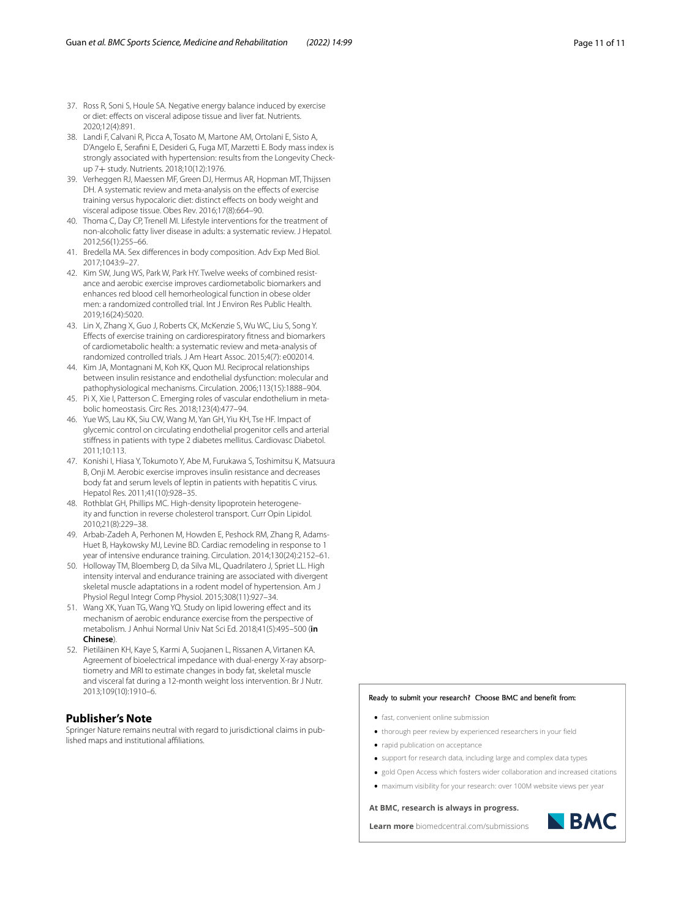37. Ross R, Soni S, Houle SA. Negative energy balance induced by exercise or diet: effects on visceral adipose tissue and liver fat. Nutrients. 2020;12(4):891.
38. Landi F, Calvani R, Picca A, Tosato M, Martone AM, Ortolani E, Sisto A, D'Angelo E, Serafini E, Desideri G, Fuga MT, Marzetti E. Body mass index is strongly associated with hypertension: results from the Longevity Check-up 7+ study. Nutrients. 2018;10(12):1976.
39. Verheggen RJ, Maessen MF, Green DJ, Hermus AR, Hopman MT, Thijssen DH. A systematic review and meta-analysis on the effects of exercise training versus hypocaloric diet: distinct effects on body weight and visceral adipose tissue. Obes Rev. 2016;17(8):664–90.
40. Thoma C, Day CP, Trenell MI. Lifestyle interventions for the treatment of non-alcoholic fatty liver disease in adults: a systematic review. J Hepatol. 2012;56(1):255–66.
41. Bredella MA. Sex differences in body composition. Adv Exp Med Biol. 2017;1043:9–27.
42. Kim SW, Jung WS, Park W, Park HY. Twelve weeks of combined resistance and aerobic exercise improves cardiometabolic biomarkers and enhances red blood cell hemorheological function in obese older men: a randomized controlled trial. Int J Environ Res Public Health. 2019;16(24):5020.
43. Lin X, Zhang X, Guo J, Roberts CK, McKenzie S, Wu WC, Liu S, Song Y. Effects of exercise training on cardiorespiratory fitness and biomarkers of cardiometabolic health: a systematic review and meta-analysis of randomized controlled trials. J Am Heart Assoc. 2015;4(7): e002014.
44. Kim JA, Montagnani M, Koh KK, Quon MJ. Reciprocal relationships between insulin resistance and endothelial dysfunction: molecular and pathophysiological mechanisms. Circulation. 2006;113(15):1888–904.
45. Pi X, Xie I, Patterson C. Emerging roles of vascular endothelium in metabolic homeostasis. Circ Res. 2018;123(4):477–94.
46. Yue WS, Lau KK, Siu CW, Wang M, Yan GH, Yiu KH, Tse HF. Impact of glycemic control on circulating endothelial progenitor cells and arterial stiffness in patients with type 2 diabetes mellitus. Cardiovasc Diabetol. 2011;10:113.
47. Konishi I, Hiasa Y, Tokumoto Y, Abe M, Furukawa S, Toshimitsu K, Matsuura B, Onji M. Aerobic exercise improves insulin resistance and decreases body fat and serum levels of leptin in patients with hepatitis C virus. Hepatol Res. 2011;41(10):928–35.
48. Rothblat GH, Phillips MC. High-density lipoprotein heterogeneity and function in reverse cholesterol transport. Curr Opin Lipidol. 2010;21(8):229–38.
49. Arbab-Zadeh A, Perhonen M, Howden E, Peshock RM, Zhang R, Adams-Huet B, Haykowsky MJ, Levine BD. Cardiac remodeling in response to 1 year of intensive endurance training. Circulation. 2014;130(24):2152–61.
50. Holloway TM, Bloemberg D, da Silva ML, Quadrilatero J, Spriet LL. High intensity interval and endurance training are associated with divergent skeletal muscle adaptations in a rodent model of hypertension. Am J Physiol Regul Integr Comp Physiol. 2015;308(11):927–34.
51. Wang XK, Yuan TG, Wang YQ. Study on lipid lowering effect and its mechanism of aerobic endurance exercise from the perspective of metabolism. J Anhui Normal Univ Nat Sci Ed. 2018;41(5):495–500 (**in Chinese**).
52. Pietiläinen KH, Kaye S, Karmi A, Suojanen L, Rissanen A, Virtanen KA. Agreement of bioelectrical impedance with dual-energy X-ray absorptiometry and MRI to estimate changes in body fat, skeletal muscle and visceral fat during a 12-month weight loss intervention. Br J Nutr. 2013;109(10):1910–6.

## Publisher's Note

Springer Nature remains neutral with regard to jurisdictional claims in published maps and institutional affiliations.

Ready to submit your research? Choose BMC and benefit from:

- fast, convenient online submission
- thorough peer review by experienced researchers in your field
- rapid publication on acceptance
- support for research data, including large and complex data types
- gold Open Access which fosters wider collaboration and increased citations
- maximum visibility for your research: over 100M website views per year

**At BMC, research is always in progress.**

**Learn more** biomedcentral.com/submissions

BMC